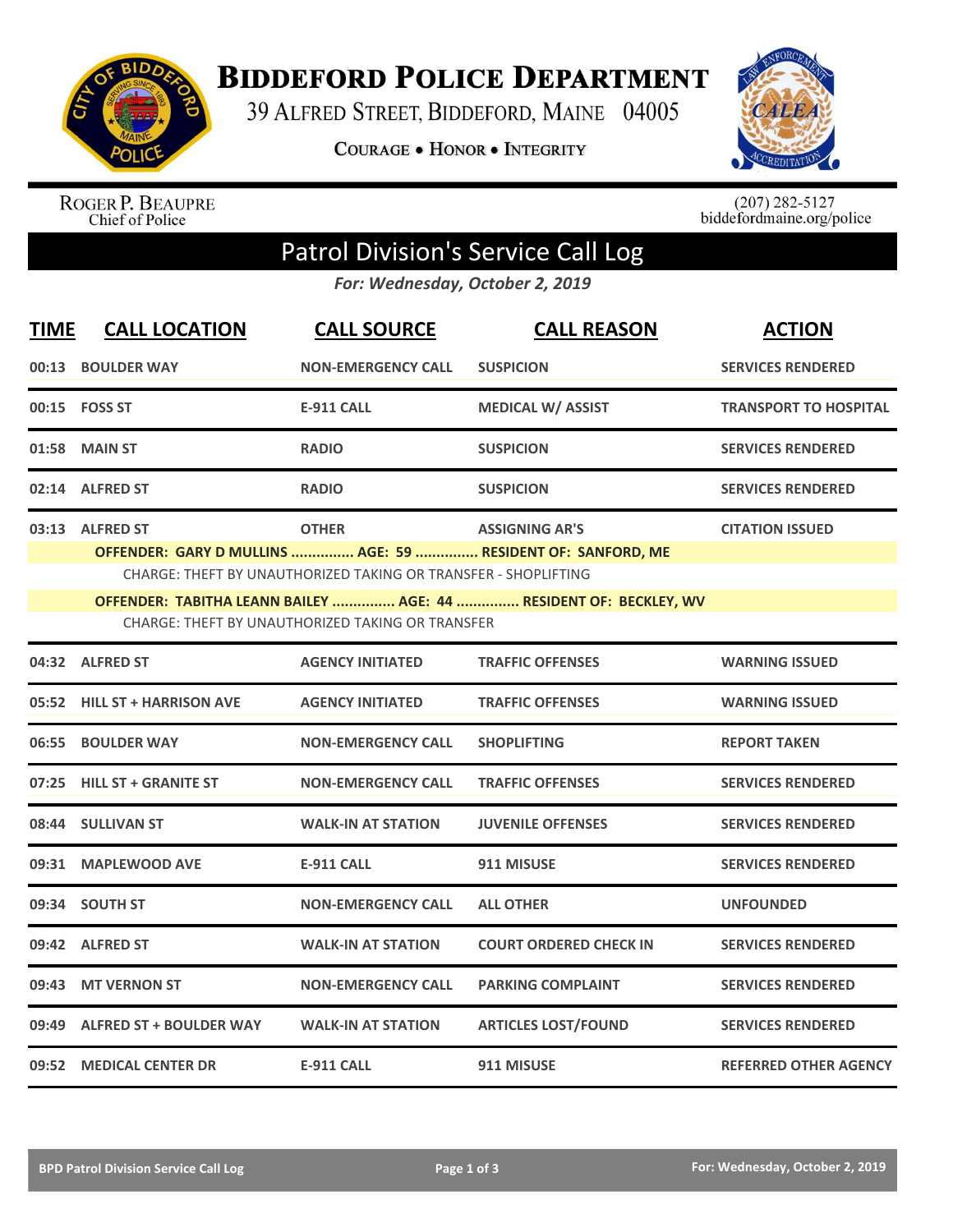# Biddeford Police Department

39 Alfred Street, Biddeford, Maine 04005

Courage • Honor • Integrity

Roger P. Beaupre
Chief of Police

(207) 282-5127
biddefordmaine.org/police

## Patrol Division's Service Call Log

*For: Wednesday, October 2, 2019*

| TIME | CALL LOCATION | CALL SOURCE | CALL REASON | ACTION |
|---|---|---|---|---|
| 00:13 | BOULDER WAY | NON-EMERGENCY CALL | SUSPICION | SERVICES RENDERED |
| 00:15 | FOSS ST | E-911 CALL | MEDICAL W/ ASSIST | TRANSPORT TO HOSPITAL |
| 01:58 | MAIN ST | RADIO | SUSPICION | SERVICES RENDERED |
| 02:14 | ALFRED ST | RADIO | SUSPICION | SERVICES RENDERED |
| 03:13 | ALFRED ST | OTHER | ASSIGNING AR'S | CITATION ISSUED |
| | OFFENDER: GARY D MULLINS ............... AGE: 59 ............... RESIDENT OF: SANFORD, ME | | | |
| | CHARGE: THEFT BY UNAUTHORIZED TAKING OR TRANSFER - SHOPLIFTING | | | |
| | OFFENDER: TABITHA LEANN BAILEY ............... AGE: 44 ............... RESIDENT OF: BECKLEY, WV | | | |
| | CHARGE: THEFT BY UNAUTHORIZED TAKING OR TRANSFER | | | |
| 04:32 | ALFRED ST | AGENCY INITIATED | TRAFFIC OFFENSES | WARNING ISSUED |
| 05:52 | HILL ST + HARRISON AVE | AGENCY INITIATED | TRAFFIC OFFENSES | WARNING ISSUED |
| 06:55 | BOULDER WAY | NON-EMERGENCY CALL | SHOPLIFTING | REPORT TAKEN |
| 07:25 | HILL ST + GRANITE ST | NON-EMERGENCY CALL | TRAFFIC OFFENSES | SERVICES RENDERED |
| 08:44 | SULLIVAN ST | WALK-IN AT STATION | JUVENILE OFFENSES | SERVICES RENDERED |
| 09:31 | MAPLEWOOD AVE | E-911 CALL | 911 MISUSE | SERVICES RENDERED |
| 09:34 | SOUTH ST | NON-EMERGENCY CALL | ALL OTHER | UNFOUNDED |
| 09:42 | ALFRED ST | WALK-IN AT STATION | COURT ORDERED CHECK IN | SERVICES RENDERED |
| 09:43 | MT VERNON ST | NON-EMERGENCY CALL | PARKING COMPLAINT | SERVICES RENDERED |
| 09:49 | ALFRED ST + BOULDER WAY | WALK-IN AT STATION | ARTICLES LOST/FOUND | SERVICES RENDERED |
| 09:52 | MEDICAL CENTER DR | E-911 CALL | 911 MISUSE | REFERRED OTHER AGENCY |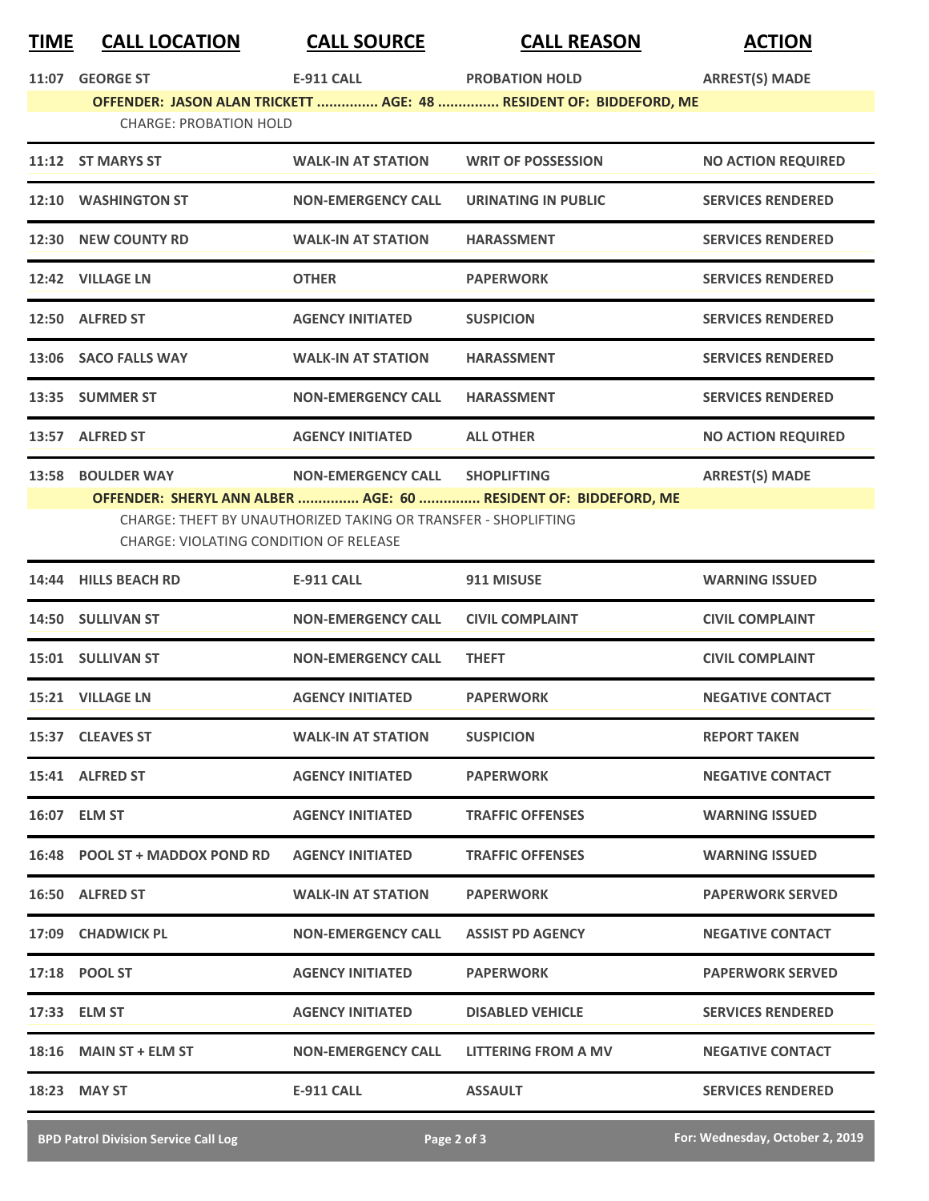| TIME | CALL LOCATION | CALL SOURCE | CALL REASON | ACTION |
|---|---|---|---|---|
| 11:07 | GEORGE ST | E-911 CALL | PROBATION HOLD | ARREST(S) MADE |
| | OFFENDER: JASON ALAN TRICKETT ............... AGE: 48 ............... RESIDENT OF: BIDDEFORD, ME | | | |
| | CHARGE: PROBATION HOLD | | | |
| 11:12 | ST MARYS ST | WALK-IN AT STATION | WRIT OF POSSESSION | NO ACTION REQUIRED |
| 12:10 | WASHINGTON ST | NON-EMERGENCY CALL | URINATING IN PUBLIC | SERVICES RENDERED |
| 12:30 | NEW COUNTY RD | WALK-IN AT STATION | HARASSMENT | SERVICES RENDERED |
| 12:42 | VILLAGE LN | OTHER | PAPERWORK | SERVICES RENDERED |
| 12:50 | ALFRED ST | AGENCY INITIATED | SUSPICION | SERVICES RENDERED |
| 13:06 | SACO FALLS WAY | WALK-IN AT STATION | HARASSMENT | SERVICES RENDERED |
| 13:35 | SUMMER ST | NON-EMERGENCY CALL | HARASSMENT | SERVICES RENDERED |
| 13:57 | ALFRED ST | AGENCY INITIATED | ALL OTHER | NO ACTION REQUIRED |
| 13:58 | BOULDER WAY | NON-EMERGENCY CALL | SHOPLIFTING | ARREST(S) MADE |
| | OFFENDER: SHERYL ANN ALBER ............... AGE: 60 ............... RESIDENT OF: BIDDEFORD, ME | | | |
| | CHARGE: THEFT BY UNAUTHORIZED TAKING OR TRANSFER - SHOPLIFTING | | | |
| | CHARGE: VIOLATING CONDITION OF RELEASE | | | |
| 14:44 | HILLS BEACH RD | E-911 CALL | 911 MISUSE | WARNING ISSUED |
| 14:50 | SULLIVAN ST | NON-EMERGENCY CALL | CIVIL COMPLAINT | CIVIL COMPLAINT |
| 15:01 | SULLIVAN ST | NON-EMERGENCY CALL | THEFT | CIVIL COMPLAINT |
| 15:21 | VILLAGE LN | AGENCY INITIATED | PAPERWORK | NEGATIVE CONTACT |
| 15:37 | CLEAVES ST | WALK-IN AT STATION | SUSPICION | REPORT TAKEN |
| 15:41 | ALFRED ST | AGENCY INITIATED | PAPERWORK | NEGATIVE CONTACT |
| 16:07 | ELM ST | AGENCY INITIATED | TRAFFIC OFFENSES | WARNING ISSUED |
| 16:48 | POOL ST + MADDOX POND RD | AGENCY INITIATED | TRAFFIC OFFENSES | WARNING ISSUED |
| 16:50 | ALFRED ST | WALK-IN AT STATION | PAPERWORK | PAPERWORK SERVED |
| 17:09 | CHADWICK PL | NON-EMERGENCY CALL | ASSIST PD AGENCY | NEGATIVE CONTACT |
| 17:18 | POOL ST | AGENCY INITIATED | PAPERWORK | PAPERWORK SERVED |
| 17:33 | ELM ST | AGENCY INITIATED | DISABLED VEHICLE | SERVICES RENDERED |
| 18:16 | MAIN ST + ELM ST | NON-EMERGENCY CALL | LITTERING FROM A MV | NEGATIVE CONTACT |
| 18:23 | MAY ST | E-911 CALL | ASSAULT | SERVICES RENDERED |

BPD Patrol Division Service Call Log — For: Wednesday, October 2, 2019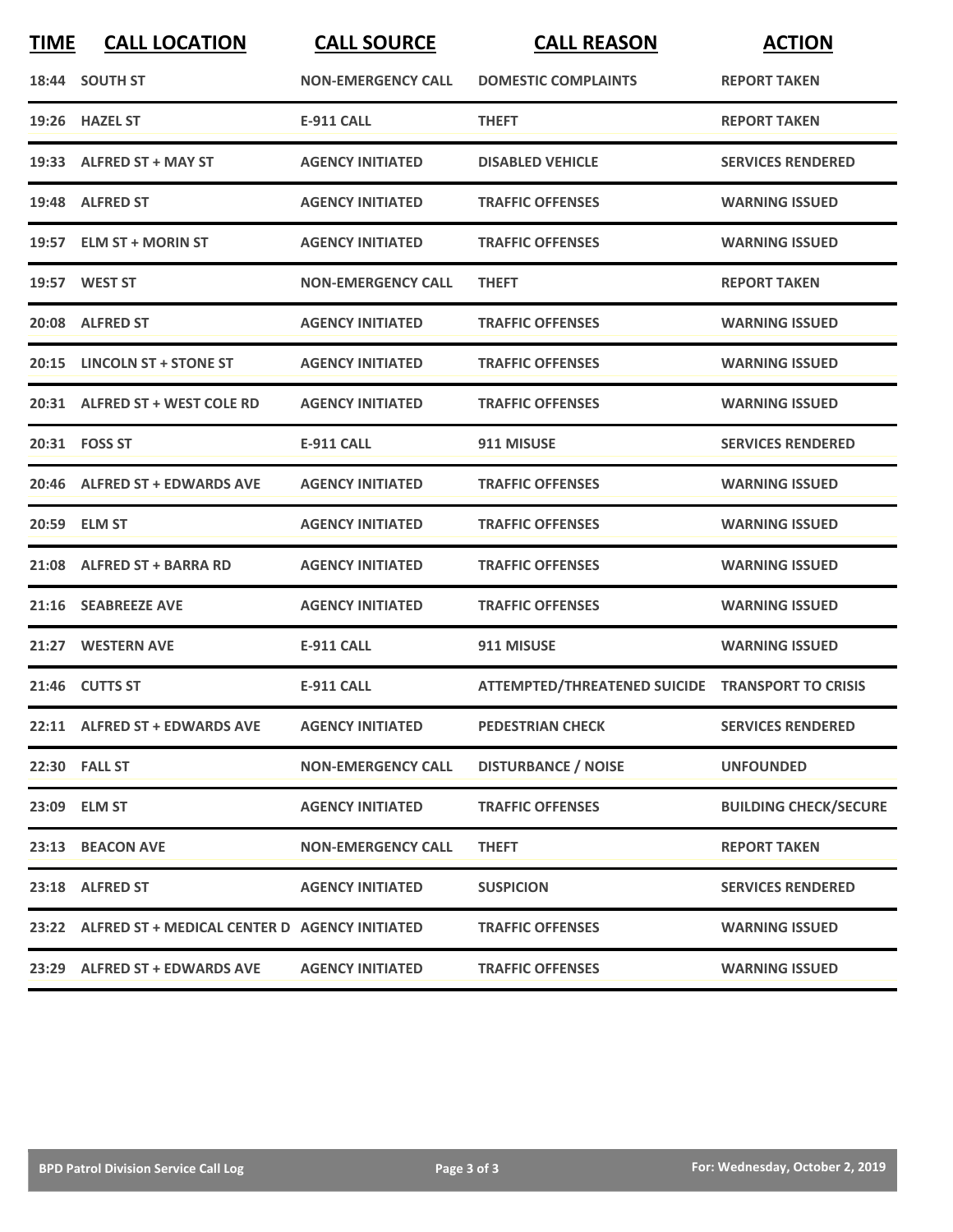| TIME | CALL LOCATION | CALL SOURCE | CALL REASON | ACTION |
|---|---|---|---|---|
| 18:44 | SOUTH ST | NON-EMERGENCY CALL | DOMESTIC COMPLAINTS | REPORT TAKEN |
| 19:26 | HAZEL ST | E-911 CALL | THEFT | REPORT TAKEN |
| 19:33 | ALFRED ST + MAY ST | AGENCY INITIATED | DISABLED VEHICLE | SERVICES RENDERED |
| 19:48 | ALFRED ST | AGENCY INITIATED | TRAFFIC OFFENSES | WARNING ISSUED |
| 19:57 | ELM ST + MORIN ST | AGENCY INITIATED | TRAFFIC OFFENSES | WARNING ISSUED |
| 19:57 | WEST ST | NON-EMERGENCY CALL | THEFT | REPORT TAKEN |
| 20:08 | ALFRED ST | AGENCY INITIATED | TRAFFIC OFFENSES | WARNING ISSUED |
| 20:15 | LINCOLN ST + STONE ST | AGENCY INITIATED | TRAFFIC OFFENSES | WARNING ISSUED |
| 20:31 | ALFRED ST + WEST COLE RD | AGENCY INITIATED | TRAFFIC OFFENSES | WARNING ISSUED |
| 20:31 | FOSS ST | E-911 CALL | 911 MISUSE | SERVICES RENDERED |
| 20:46 | ALFRED ST + EDWARDS AVE | AGENCY INITIATED | TRAFFIC OFFENSES | WARNING ISSUED |
| 20:59 | ELM ST | AGENCY INITIATED | TRAFFIC OFFENSES | WARNING ISSUED |
| 21:08 | ALFRED ST + BARRA RD | AGENCY INITIATED | TRAFFIC OFFENSES | WARNING ISSUED |
| 21:16 | SEABREEZE AVE | AGENCY INITIATED | TRAFFIC OFFENSES | WARNING ISSUED |
| 21:27 | WESTERN AVE | E-911 CALL | 911 MISUSE | WARNING ISSUED |
| 21:46 | CUTTS ST | E-911 CALL | ATTEMPTED/THREATENED SUICIDE | TRANSPORT TO CRISIS |
| 22:11 | ALFRED ST + EDWARDS AVE | AGENCY INITIATED | PEDESTRIAN CHECK | SERVICES RENDERED |
| 22:30 | FALL ST | NON-EMERGENCY CALL | DISTURBANCE / NOISE | UNFOUNDED |
| 23:09 | ELM ST | AGENCY INITIATED | TRAFFIC OFFENSES | BUILDING CHECK/SECURE |
| 23:13 | BEACON AVE | NON-EMERGENCY CALL | THEFT | REPORT TAKEN |
| 23:18 | ALFRED ST | AGENCY INITIATED | SUSPICION | SERVICES RENDERED |
| 23:22 | ALFRED ST + MEDICAL CENTER D | AGENCY INITIATED | TRAFFIC OFFENSES | WARNING ISSUED |
| 23:29 | ALFRED ST + EDWARDS AVE | AGENCY INITIATED | TRAFFIC OFFENSES | WARNING ISSUED |